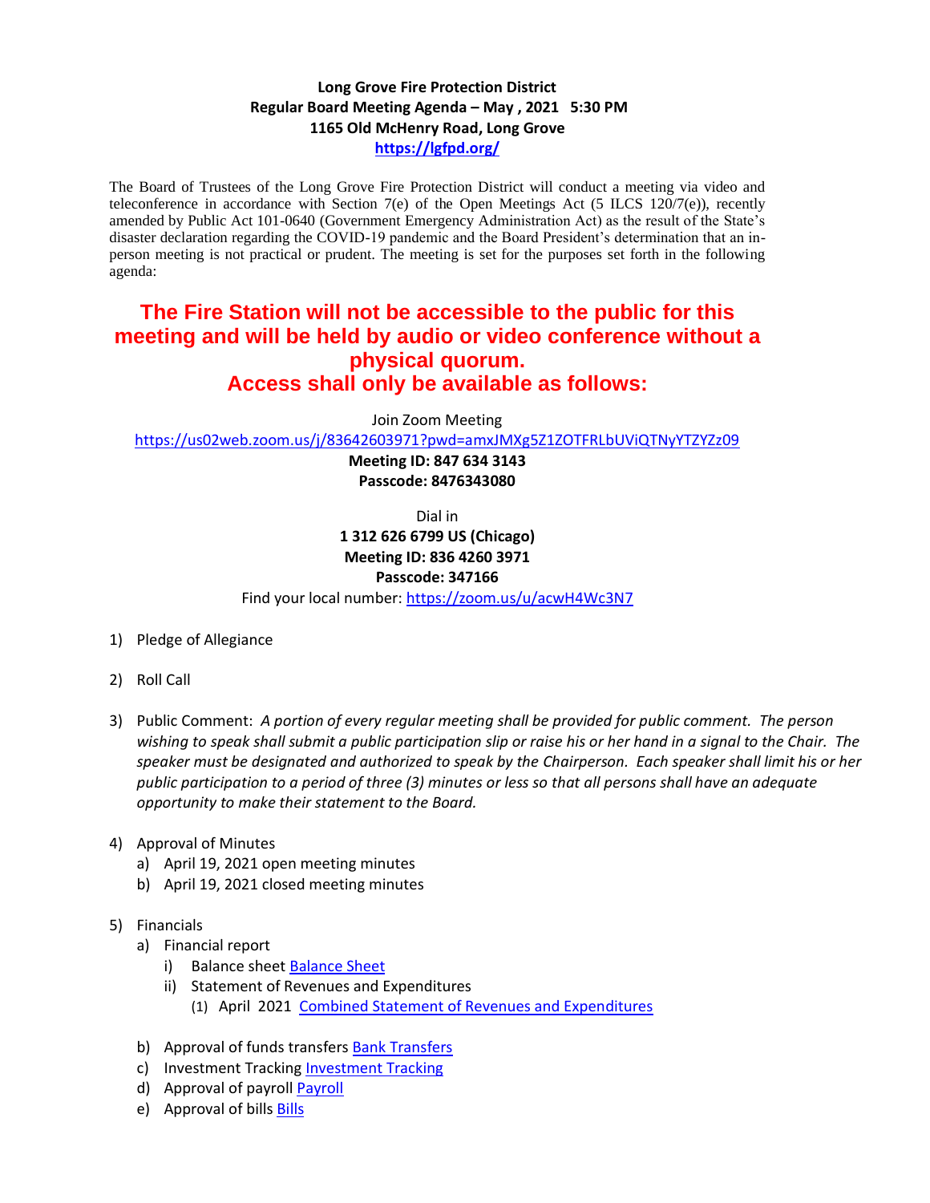**Long Grove Fire Protection District**
**Regular Board Meeting Agenda – May , 2021 5:30 PM**
**1165 Old McHenry Road, Long Grove**
**https://lgfpd.org/**

The Board of Trustees of the Long Grove Fire Protection District will conduct a meeting via video and teleconference in accordance with Section 7(e) of the Open Meetings Act (5 ILCS 120/7(e)), recently amended by Public Act 101-0640 (Government Emergency Administration Act) as the result of the State's disaster declaration regarding the COVID-19 pandemic and the Board President's determination that an in-person meeting is not practical or prudent. The meeting is set for the purposes set forth in the following agenda:

## The Fire Station will not be accessible to the public for this meeting and will be held by audio or video conference without a physical quorum. Access shall only be available as follows:

Join Zoom Meeting
https://us02web.zoom.us/j/83642603971?pwd=amxJMXg5Z1ZOTFRLbUViQTNyYTZYZz09
**Meeting ID: 847 634 3143**
**Passcode: 8476343080**

Dial in
**1 312 626 6799 US (Chicago)**
**Meeting ID: 836 4260 3971**
**Passcode: 347166**
Find your local number: https://zoom.us/u/acwH4Wc3N7

1) Pledge of Allegiance

2) Roll Call

3) Public Comment: *A portion of every regular meeting shall be provided for public comment. The person wishing to speak shall submit a public participation slip or raise his or her hand in a signal to the Chair. The speaker must be designated and authorized to speak by the Chairperson. Each speaker shall limit his or her public participation to a period of three (3) minutes or less so that all persons shall have an adequate opportunity to make their statement to the Board.*

4) Approval of Minutes
   a) April 19, 2021 open meeting minutes
   b) April 19, 2021 closed meeting minutes

5) Financials
   a) Financial report
      i) Balance sheet Balance Sheet
      ii) Statement of Revenues and Expenditures
         (1) April 2021 Combined Statement of Revenues and Expenditures
   b) Approval of funds transfers Bank Transfers
   c) Investment Tracking Investment Tracking
   d) Approval of payroll Payroll
   e) Approval of bills Bills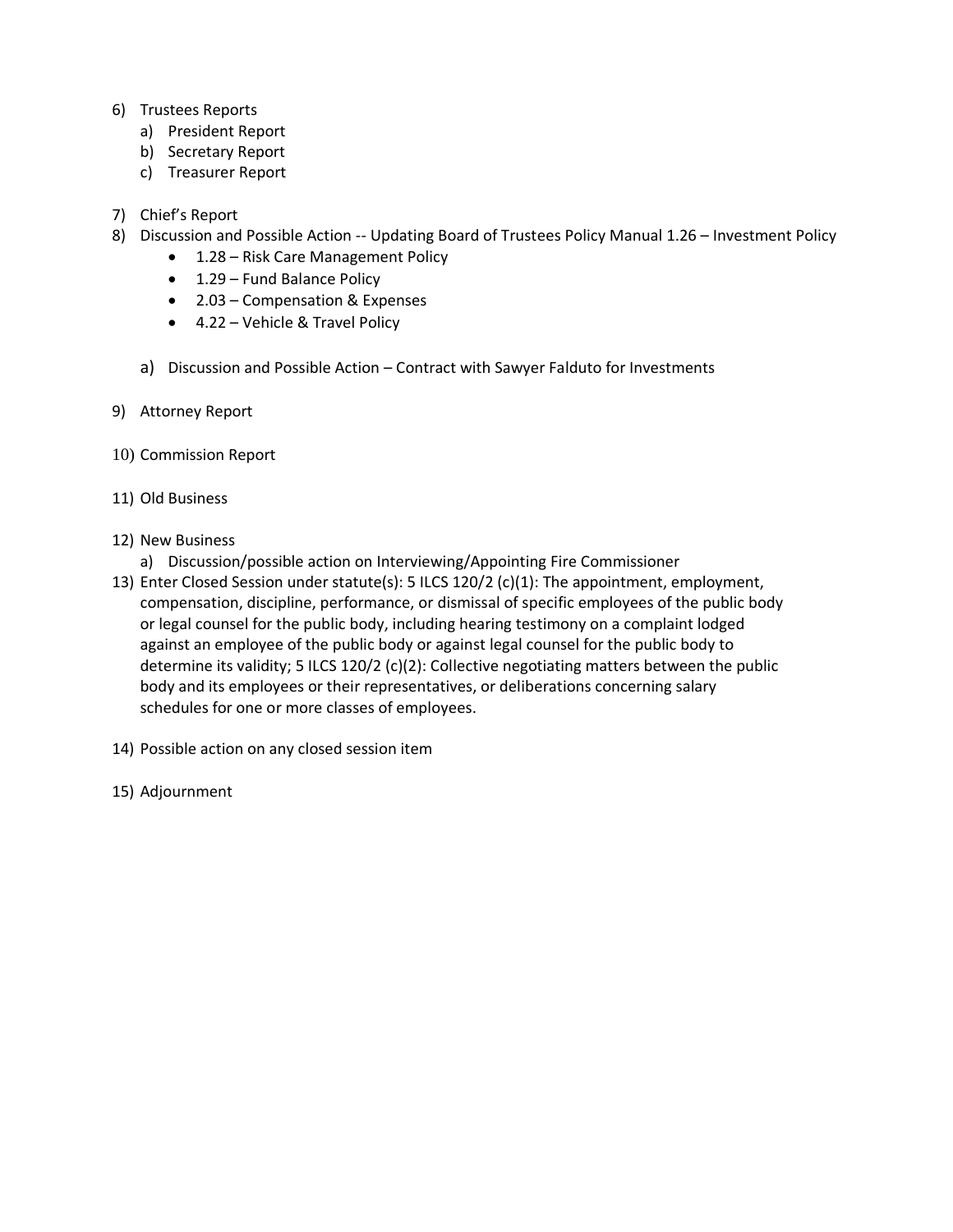6) Trustees Reports
   a) President Report
   b) Secretary Report
   c) Treasurer Report

7) Chief's Report
8) Discussion and Possible Action -- Updating Board of Trustees Policy Manual 1.26 – Investment Policy
   - 1.28 – Risk Care Management Policy
   - 1.29 – Fund Balance Policy
   - 2.03 – Compensation & Expenses
   - 4.22 – Vehicle & Travel Policy

   a) Discussion and Possible Action – Contract with Sawyer Falduto for Investments

9) Attorney Report

10) Commission Report

11) Old Business

12) New Business
    a) Discussion/possible action on Interviewing/Appointing Fire Commissioner
13) Enter Closed Session under statute(s): 5 ILCS 120/2 (c)(1): The appointment, employment, compensation, discipline, performance, or dismissal of specific employees of the public body or legal counsel for the public body, including hearing testimony on a complaint lodged against an employee of the public body or against legal counsel for the public body to determine its validity; 5 ILCS 120/2 (c)(2): Collective negotiating matters between the public body and its employees or their representatives, or deliberations concerning salary schedules for one or more classes of employees.

14) Possible action on any closed session item

15) Adjournment